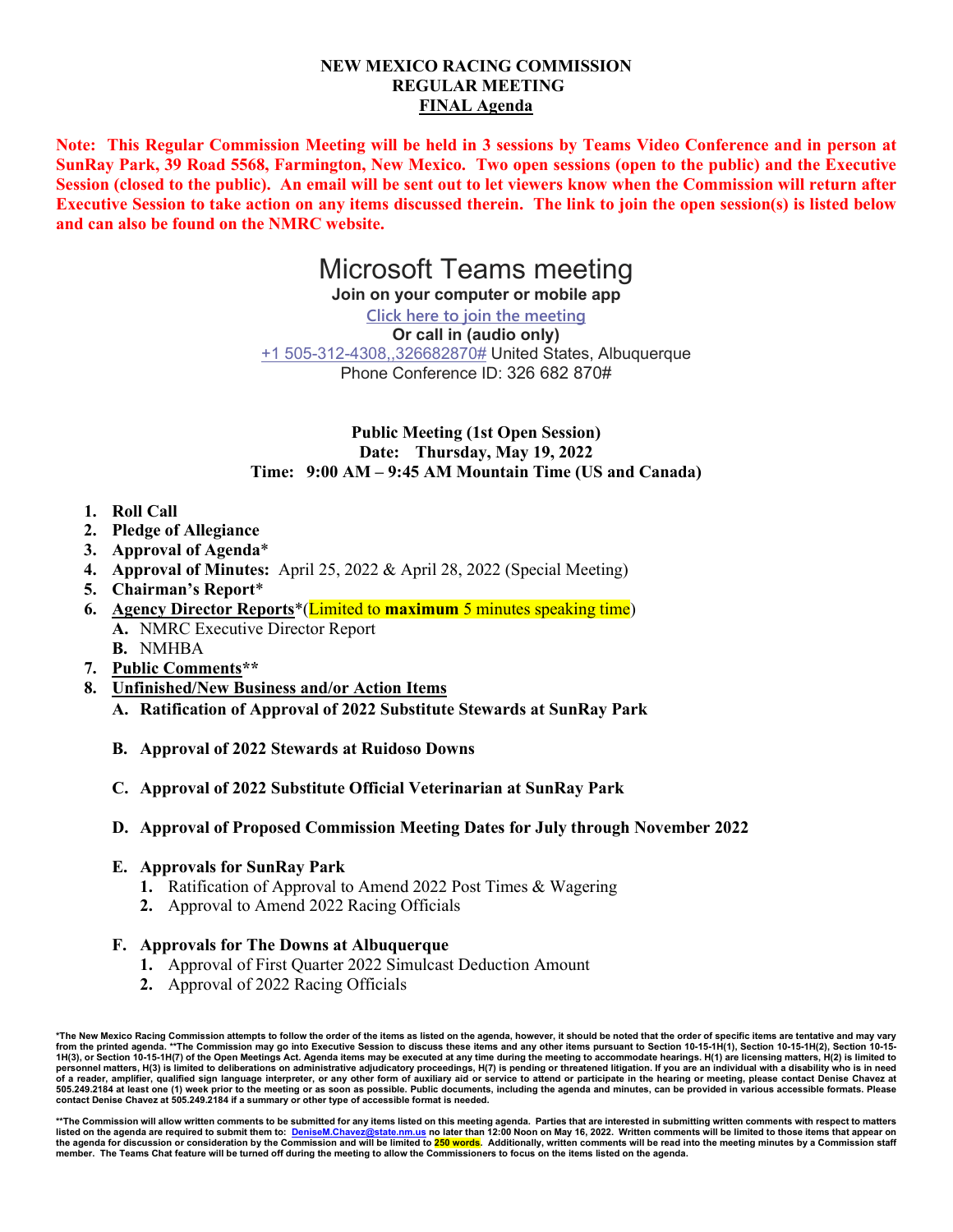# NEW MEXICO RACING COMMISSION
## REGULAR MEETING
## FINAL Agenda

**Note: This Regular Commission Meeting will be held in 3 sessions by Teams Video Conference and in person at SunRay Park, 39 Road 5568, Farmington, New Mexico. Two open sessions (open to the public) and the Executive Session (closed to the public). An email will be sent out to let viewers know when the Commission will return after Executive Session to take action on any items discussed therein. The link to join the open session(s) is listed below and can also be found on the NMRC website.**

## Microsoft Teams meeting

**Join on your computer or mobile app**

Click here to join the meeting

**Or call in (audio only)**

+1 505-312-4308,,326682870# United States, Albuquerque

Phone Conference ID: 326 682 870#

**Public Meeting (1st Open Session)**
**Date: Thursday, May 19, 2022**
**Time: 9:00 AM – 9:45 AM Mountain Time (US and Canada)**

1. **Roll Call**
2. **Pledge of Allegiance**
3. **Approval of Agenda***
4. **Approval of Minutes:** April 25, 2022 & April 28, 2022 (Special Meeting)
5. **Chairman's Report***
6. **Agency Director Reports***(Limited to **maximum** 5 minutes speaking time)
   - **A.** NMRC Executive Director Report
   - **B.** NMHBA
7. **Public Comments****
8. **Unfinished/New Business and/or Action Items**
   - **A. Ratification of Approval of 2022 Substitute Stewards at SunRay Park**
   - **B. Approval of 2022 Stewards at Ruidoso Downs**
   - **C. Approval of 2022 Substitute Official Veterinarian at SunRay Park**
   - **D. Approval of Proposed Commission Meeting Dates for July through November 2022**
   - **E. Approvals for SunRay Park**
     1. Ratification of Approval to Amend 2022 Post Times & Wagering
     2. Approval to Amend 2022 Racing Officials
   - **F. Approvals for The Downs at Albuquerque**
     1. Approval of First Quarter 2022 Simulcast Deduction Amount
     2. Approval of 2022 Racing Officials

**\*The New Mexico Racing Commission attempts to follow the order of the items as listed on the agenda, however, it should be noted that the order of specific items are tentative and may vary from the printed agenda. \*\*The Commission may go into Executive Session to discuss these items and any other items pursuant to Section 10-15-1H(1), Section 10-15-1H(2), Section 10-15-1H(3), or Section 10-15-1H(7) of the Open Meetings Act. Agenda items may be executed at any time during the meeting to accommodate hearings. H(1) are licensing matters, H(2) is limited to personnel matters, H(3) is limited to deliberations on administrative adjudicatory proceedings, H(7) is pending or threatened litigation. If you are an individual with a disability who is in need of a reader, amplifier, qualified sign language interpreter, or any other form of auxiliary aid or service to attend or participate in the hearing or meeting, please contact Denise Chavez at 505.249.2184 at least one (1) week prior to the meeting or as soon as possible. Public documents, including the agenda and minutes, can be provided in various accessible formats. Please contact Denise Chavez at 505.249.2184 if a summary or other type of accessible format is needed.**

**\*\*The Commission will allow written comments to be submitted for any items listed on this meeting agenda. Parties that are interested in submitting written comments with respect to matters listed on the agenda are required to submit them to: DeniseM.Chavez@state.nm.us no later than 12:00 Noon on May 16, 2022. Written comments will be limited to those items that appear on the agenda for discussion or consideration by the Commission and will be limited to 250 words. Additionally, written comments will be read into the meeting minutes by a Commission staff member. The Teams Chat feature will be turned off during the meeting to allow the Commissioners to focus on the items listed on the agenda.**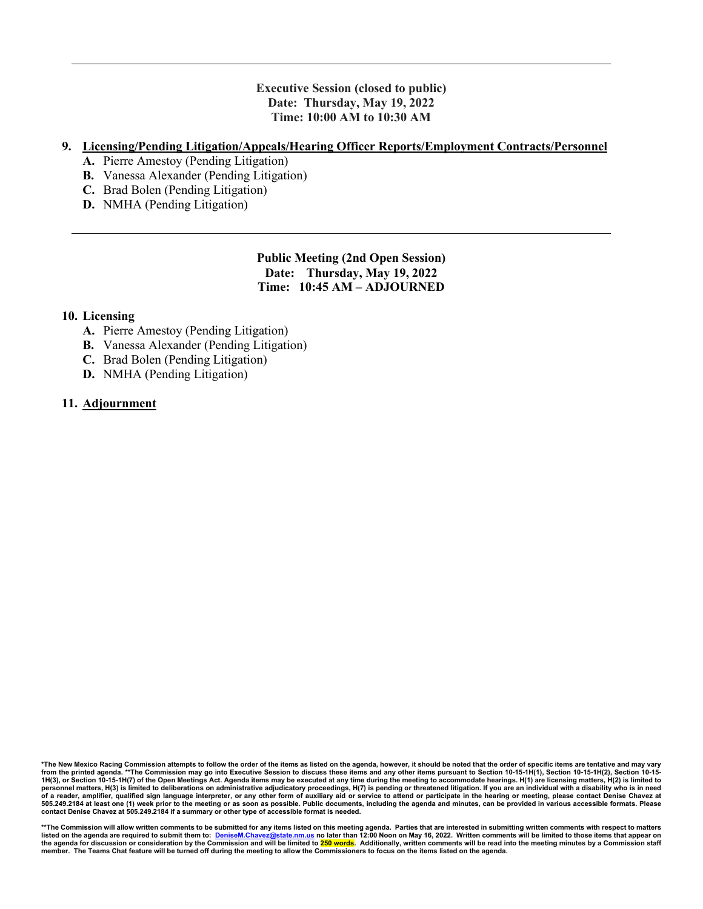---

**Executive Session (closed to public)**
**Date: Thursday, May 19, 2022**
**Time: 10:00 AM to 10:30 AM**

**9. Licensing/Pending Litigation/Appeals/Hearing Officer Reports/Employment Contracts/Personnel**

- **A.** Pierre Amestoy (Pending Litigation)
- **B.** Vanessa Alexander (Pending Litigation)
- **C.** Brad Bolen (Pending Litigation)
- **D.** NMHA (Pending Litigation)

---

**Public Meeting (2nd Open Session)**
**Date: Thursday, May 19, 2022**
**Time: 10:45 AM – ADJOURNED**

**10. Licensing**

- **A.** Pierre Amestoy (Pending Litigation)
- **B.** Vanessa Alexander (Pending Litigation)
- **C.** Brad Bolen (Pending Litigation)
- **D.** NMHA (Pending Litigation)

**11. Adjournment**

**\*The New Mexico Racing Commission attempts to follow the order of the items as listed on the agenda, however, it should be noted that the order of specific items are tentative and may vary from the printed agenda. \*\*The Commission may go into Executive Session to discuss these items and any other items pursuant to Section 10-15-1H(1), Section 10-15-1H(2), Section 10-15-1H(3), or Section 10-15-1H(7) of the Open Meetings Act. Agenda items may be executed at any time during the meeting to accommodate hearings. H(1) are licensing matters, H(2) is limited to personnel matters, H(3) is limited to deliberations on administrative adjudicatory proceedings, H(7) is pending or threatened litigation. If you are an individual with a disability who is in need of a reader, amplifier, qualified sign language interpreter, or any other form of auxiliary aid or service to attend or participate in the hearing or meeting, please contact Denise Chavez at 505.249.2184 at least one (1) week prior to the meeting or as soon as possible. Public documents, including the agenda and minutes, can be provided in various accessible formats. Please contact Denise Chavez at 505.249.2184 if a summary or other type of accessible format is needed.**

**\*\*The Commission will allow written comments to be submitted for any items listed on this meeting agenda. Parties that are interested in submitting written comments with respect to matters listed on the agenda are required to submit them to: DeniseM.Chavez@state.nm.us no later than 12:00 Noon on May 16, 2022. Written comments will be limited to those items that appear on the agenda for discussion or consideration by the Commission and will be limited to 250 words. Additionally, written comments will be read into the meeting minutes by a Commission staff member. The Teams Chat feature will be turned off during the meeting to allow the Commissioners to focus on the items listed on the agenda.**